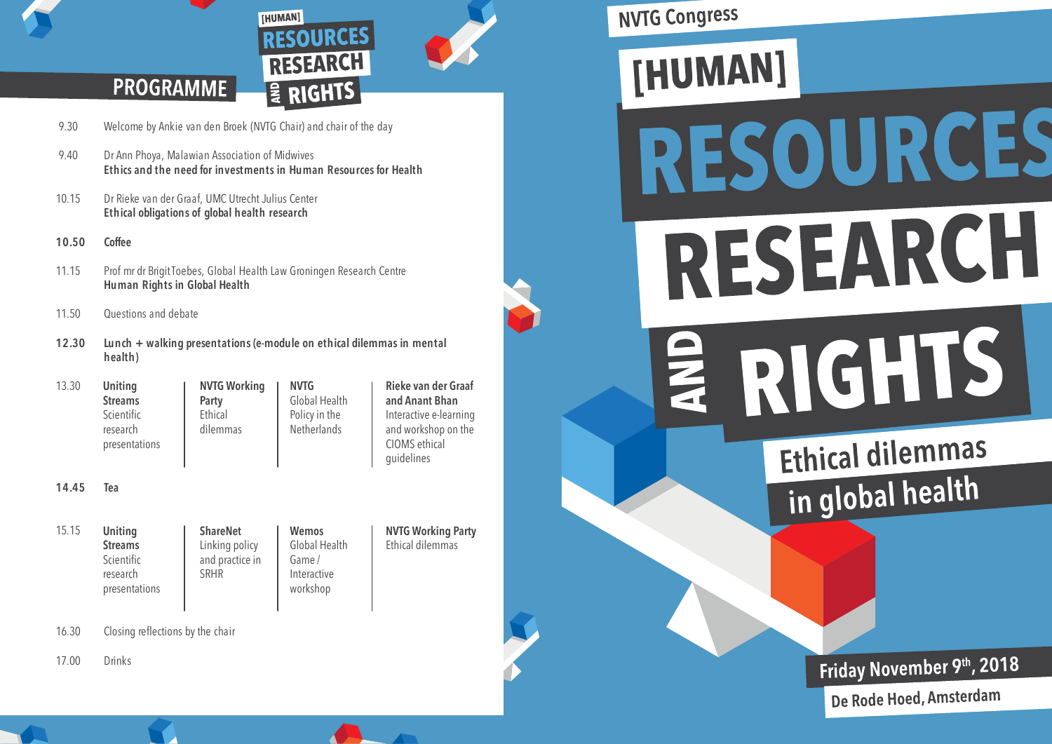# PROGRAMME

[HUMAN] RESOURCES RESEARCH AND RIGHTS

9.30 Welcome by Ankie van den Broek (NVTG Chair) and chair of the day

9.40 Dr Ann Phoya, Malawian Association of Midwives
**Ethics and the need for investments in Human Resources for Health**

10.15 Dr Rieke van der Graaf, UMC Utrecht Julius Center
**Ethical obligations of global health research**

**10.50 Coffee**

11.15 Prof mr dr Brigit Toebes, Global Health Law Groningen Research Centre
**Human Rights in Global Health**

11.50 Questions and debate

**12.30 Lunch + walking presentations (e-module on ethical dilemmas in mental health)**

| | | | | |
|---|---|---|---|---|
| 13.30 | **Uniting Streams** Scientific research presentations | **NVTG Working Party** Ethical dilemmas | **NVTG** Global Health Policy in the Netherlands | **Rieke van der Graaf and Anant Bhan** Interactive e-learning and workshop on the CIOMS ethical guidelines |
| **14.45** | **Tea** | | | |
| 15.15 | **Uniting Streams** Scientific research presentations | **ShareNet** Linking policy and practice in SRHR | **Wemos** Global Health Game / Interactive workshop | **NVTG Working Party** Ethical dilemmas |

16.30 Closing reflections by the chair

17.00 Drinks

NVTG Congress

# [HUMAN] RESOURCES RESEARCH AND RIGHTS

## Ethical dilemmas in global health

**Friday November 9th, 2018**

**De Rode Hoed, Amsterdam**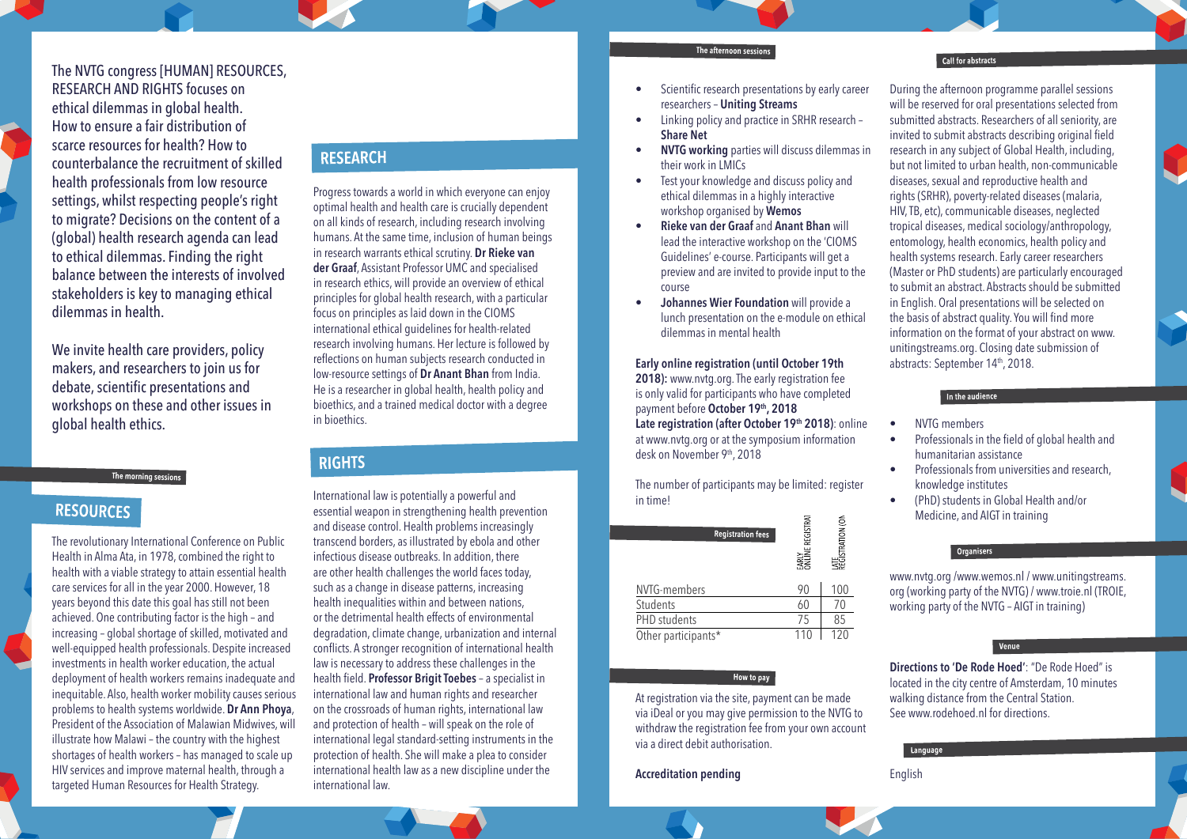The NVTG congress [HUMAN] RESOURCES, RESEARCH AND RIGHTS focuses on ethical dilemmas in global health. How to ensure a fair distribution of scarce resources for health? How to counterbalance the recruitment of skilled health professionals from low resource settings, whilst respecting people's right to migrate? Decisions on the content of a (global) health research agenda can lead to ethical dilemmas. Finding the right balance between the interests of involved stakeholders is key to managing ethical dilemmas in health.

We invite health care providers, policy makers, and researchers to join us for debate, scientific presentations and workshops on these and other issues in global health ethics.

### The morning sessions

## RESOURCES

The revolutionary International Conference on Public Health in Alma Ata, in 1978, combined the right to health with a viable strategy to attain essential health care services for all in the year 2000. However, 18 years beyond this date this goal has still not been achieved. One contributing factor is the high – and increasing – global shortage of skilled, motivated and well-equipped health professionals. Despite increased investments in health worker education, the actual deployment of health workers remains inadequate and inequitable. Also, health worker mobility causes serious problems to health systems worldwide. **Dr Ann Phoya**, President of the Association of Malawian Midwives, will illustrate how Malawi – the country with the highest shortages of health workers – has managed to scale up HIV services and improve maternal health, through a targeted Human Resources for Health Strategy.

## RESEARCH

Progress towards a world in which everyone can enjoy optimal health and health care is crucially dependent on all kinds of research, including research involving humans. At the same time, inclusion of human beings in research warrants ethical scrutiny. **Dr Rieke van der Graaf**, Assistant Professor UMC and specialised in research ethics, will provide an overview of ethical principles for global health research, with a particular focus on principles as laid down in the CIOMS international ethical guidelines for health-related research involving humans. Her lecture is followed by reflections on human subjects research conducted in low-resource settings of **Dr Anant Bhan** from India. He is a researcher in global health, health policy and bioethics, and a trained medical doctor with a degree in bioethics.

## RIGHTS

International law is potentially a powerful and essential weapon in strengthening health prevention and disease control. Health problems increasingly transcend borders, as illustrated by ebola and other infectious disease outbreaks. In addition, there are other health challenges the world faces today, such as a change in disease patterns, increasing health inequalities within and between nations, or the detrimental health effects of environmental degradation, climate change, urbanization and internal conflicts. A stronger recognition of international health law is necessary to address these challenges in the health field. **Professor Brigit Toebes** – a specialist in international law and human rights and researcher on the crossroads of human rights, international law and protection of health – will speak on the role of international legal standard-setting instruments in the protection of health. She will make a plea to consider international health law as a new discipline under the international law.

### The afternoon sessions

- Scientific research presentations by early career researchers – **Uniting Streams**
- Linking policy and practice in SRHR research – **Share Net**
- **NVTG working** parties will discuss dilemmas in their work in LMICs
- Test your knowledge and discuss policy and ethical dilemmas in a highly interactive workshop organised by **Wemos**
- **Rieke van der Graaf** and **Anant Bhan** will lead the interactive workshop on the 'CIOMS Guidelines' e-course. Participants will get a preview and are invited to provide input to the course
- **Johannes Wier Foundation** will provide a lunch presentation on the e-module on ethical dilemmas in mental health

**Early online registration (until October 19th 2018):** www.nvtg.org. The early registration fee is only valid for participants who have completed payment before **October 19th, 2018**
**Late registration (after October 19th 2018)**: online at www.nvtg.org or at the symposium information desk on November 9th, 2018

The number of participants may be limited: register in time!

| Registration fees | EARLY ONLINE REGISTRAT | LATE REGISTRATION (ON |
|---|---|---|
| NVTG-members | 90 | 100 |
| Students | 60 | 70 |
| PHD students | 75 | 85 |
| Other participants* | 110 | 120 |

### How to pay

At registration via the site, payment can be made via iDeal or you may give permission to the NVTG to withdraw the registration fee from your own account via a direct debit authorisation.

**Accreditation pending**

### Call for abstracts

During the afternoon programme parallel sessions will be reserved for oral presentations selected from submitted abstracts. Researchers of all seniority, are invited to submit abstracts describing original field research in any subject of Global Health, including, but not limited to urban health, non-communicable diseases, sexual and reproductive health and rights (SRHR), poverty-related diseases (malaria, HIV, TB, etc), communicable diseases, neglected tropical diseases, medical sociology/anthropology, entomology, health economics, health policy and health systems research. Early career researchers (Master or PhD students) are particularly encouraged to submit an abstract. Abstracts should be submitted in English. Oral presentations will be selected on the basis of abstract quality. You will find more information on the format of your abstract on www.unitingstreams.org. Closing date submission of abstracts: September 14th, 2018.

### In the audience

- NVTG members
- Professionals in the field of global health and humanitarian assistance
- Professionals from universities and research, knowledge institutes
- (PhD) students in Global Health and/or Medicine, and AIGT in training

### Organisers

www.nvtg.org /www.wemos.nl / www.unitingstreams.org (working party of the NVTG) / www.troie.nl (TROIE, working party of the NVTG – AIGT in training)

### Venue

**Directions to 'De Rode Hoed'**: "De Rode Hoed" is located in the city centre of Amsterdam, 10 minutes walking distance from the Central Station. See www.rodehoed.nl for directions.

### Language

English